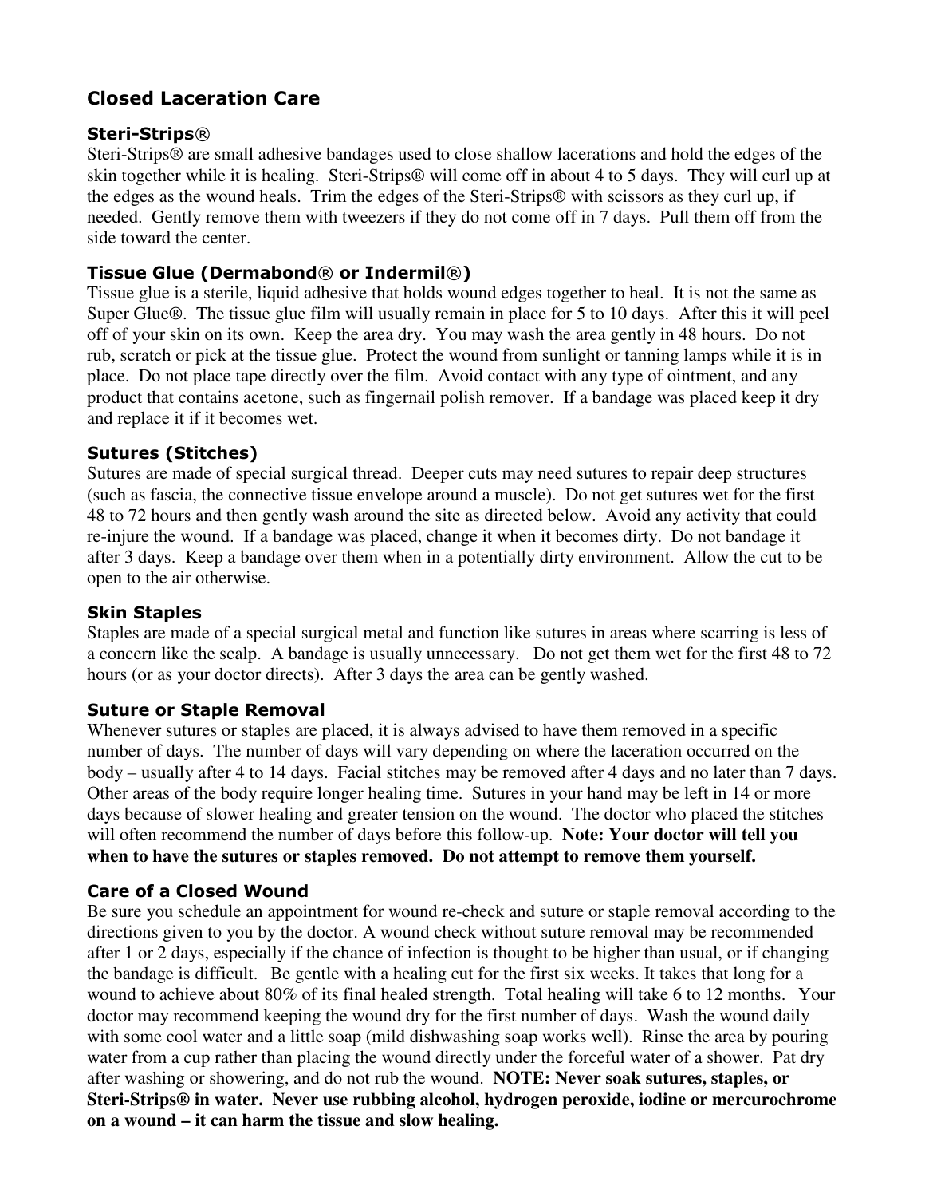## Closed Laceration Care

### Steri-Strips®

Steri-Strips® are small adhesive bandages used to close shallow lacerations and hold the edges of the skin together while it is healing. Steri-Strips® will come off in about 4 to 5 days. They will curl up at the edges as the wound heals. Trim the edges of the Steri-Strips® with scissors as they curl up, if needed. Gently remove them with tweezers if they do not come off in 7 days. Pull them off from the side toward the center.

### Tissue Glue (Dermabond® or Indermil®)

Tissue glue is a sterile, liquid adhesive that holds wound edges together to heal. It is not the same as Super Glue®. The tissue glue film will usually remain in place for 5 to 10 days. After this it will peel off of your skin on its own. Keep the area dry. You may wash the area gently in 48 hours. Do not rub, scratch or pick at the tissue glue. Protect the wound from sunlight or tanning lamps while it is in place. Do not place tape directly over the film. Avoid contact with any type of ointment, and any product that contains acetone, such as fingernail polish remover. If a bandage was placed keep it dry and replace it if it becomes wet.

### Sutures (Stitches)

Sutures are made of special surgical thread. Deeper cuts may need sutures to repair deep structures (such as fascia, the connective tissue envelope around a muscle). Do not get sutures wet for the first 48 to 72 hours and then gently wash around the site as directed below. Avoid any activity that could re-injure the wound. If a bandage was placed, change it when it becomes dirty. Do not bandage it after 3 days. Keep a bandage over them when in a potentially dirty environment. Allow the cut to be open to the air otherwise.

### Skin Staples

Staples are made of a special surgical metal and function like sutures in areas where scarring is less of a concern like the scalp. A bandage is usually unnecessary. Do not get them wet for the first 48 to 72 hours (or as your doctor directs). After 3 days the area can be gently washed.

### Suture or Staple Removal

Whenever sutures or staples are placed, it is always advised to have them removed in a specific number of days. The number of days will vary depending on where the laceration occurred on the body – usually after 4 to 14 days. Facial stitches may be removed after 4 days and no later than 7 days. Other areas of the body require longer healing time. Sutures in your hand may be left in 14 or more days because of slower healing and greater tension on the wound. The doctor who placed the stitches will often recommend the number of days before this follow-up. **Note: Your doctor will tell you when to have the sutures or staples removed. Do not attempt to remove them yourself.**

### Care of a Closed Wound

Be sure you schedule an appointment for wound re-check and suture or staple removal according to the directions given to you by the doctor. A wound check without suture removal may be recommended after 1 or 2 days, especially if the chance of infection is thought to be higher than usual, or if changing the bandage is difficult. Be gentle with a healing cut for the first six weeks. It takes that long for a wound to achieve about 80% of its final healed strength. Total healing will take 6 to 12 months. Your doctor may recommend keeping the wound dry for the first number of days. Wash the wound daily with some cool water and a little soap (mild dishwashing soap works well). Rinse the area by pouring water from a cup rather than placing the wound directly under the forceful water of a shower. Pat dry after washing or showering, and do not rub the wound. **NOTE: Never soak sutures, staples, or Steri-Strips® in water. Never use rubbing alcohol, hydrogen peroxide, iodine or mercurochrome on a wound – it can harm the tissue and slow healing.**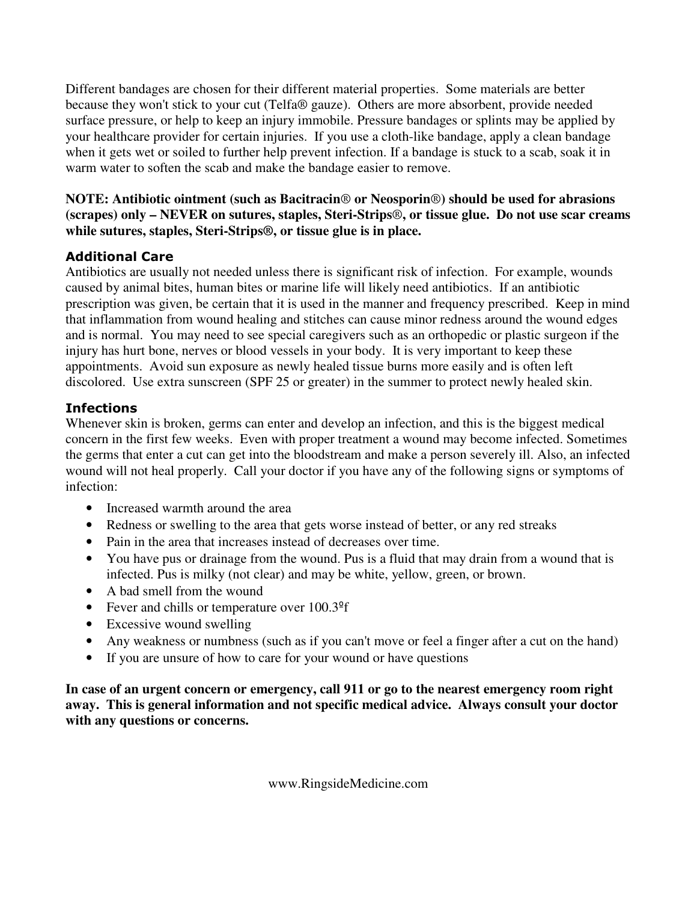Different bandages are chosen for their different material properties. Some materials are better because they won't stick to your cut (Telfa® gauze). Others are more absorbent, provide needed surface pressure, or help to keep an injury immobile. Pressure bandages or splints may be applied by your healthcare provider for certain injuries. If you use a cloth-like bandage, apply a clean bandage when it gets wet or soiled to further help prevent infection. If a bandage is stuck to a scab, soak it in warm water to soften the scab and make the bandage easier to remove.

**NOTE: Antibiotic ointment (such as Bacitracin® or Neosporin®) should be used for abrasions (scrapes) only – NEVER on sutures, staples, Steri-Strips®, or tissue glue. Do not use scar creams while sutures, staples, Steri-Strips®, or tissue glue is in place.**

## Additional Care

Antibiotics are usually not needed unless there is significant risk of infection. For example, wounds caused by animal bites, human bites or marine life will likely need antibiotics. If an antibiotic prescription was given, be certain that it is used in the manner and frequency prescribed. Keep in mind that inflammation from wound healing and stitches can cause minor redness around the wound edges and is normal. You may need to see special caregivers such as an orthopedic or plastic surgeon if the injury has hurt bone, nerves or blood vessels in your body. It is very important to keep these appointments. Avoid sun exposure as newly healed tissue burns more easily and is often left discolored. Use extra sunscreen (SPF 25 or greater) in the summer to protect newly healed skin.

## Infections

Whenever skin is broken, germs can enter and develop an infection, and this is the biggest medical concern in the first few weeks. Even with proper treatment a wound may become infected. Sometimes the germs that enter a cut can get into the bloodstream and make a person severely ill. Also, an infected wound will not heal properly. Call your doctor if you have any of the following signs or symptoms of infection:

- Increased warmth around the area
- Redness or swelling to the area that gets worse instead of better, or any red streaks
- Pain in the area that increases instead of decreases over time.
- You have pus or drainage from the wound. Pus is a fluid that may drain from a wound that is infected. Pus is milky (not clear) and may be white, yellow, green, or brown.
- A bad smell from the wound
- Fever and chills or temperature over 100.3ºf
- Excessive wound swelling
- Any weakness or numbness (such as if you can't move or feel a finger after a cut on the hand)
- If you are unsure of how to care for your wound or have questions

**In case of an urgent concern or emergency, call 911 or go to the nearest emergency room right away. This is general information and not specific medical advice. Always consult your doctor with any questions or concerns.**

www.RingsideMedicine.com